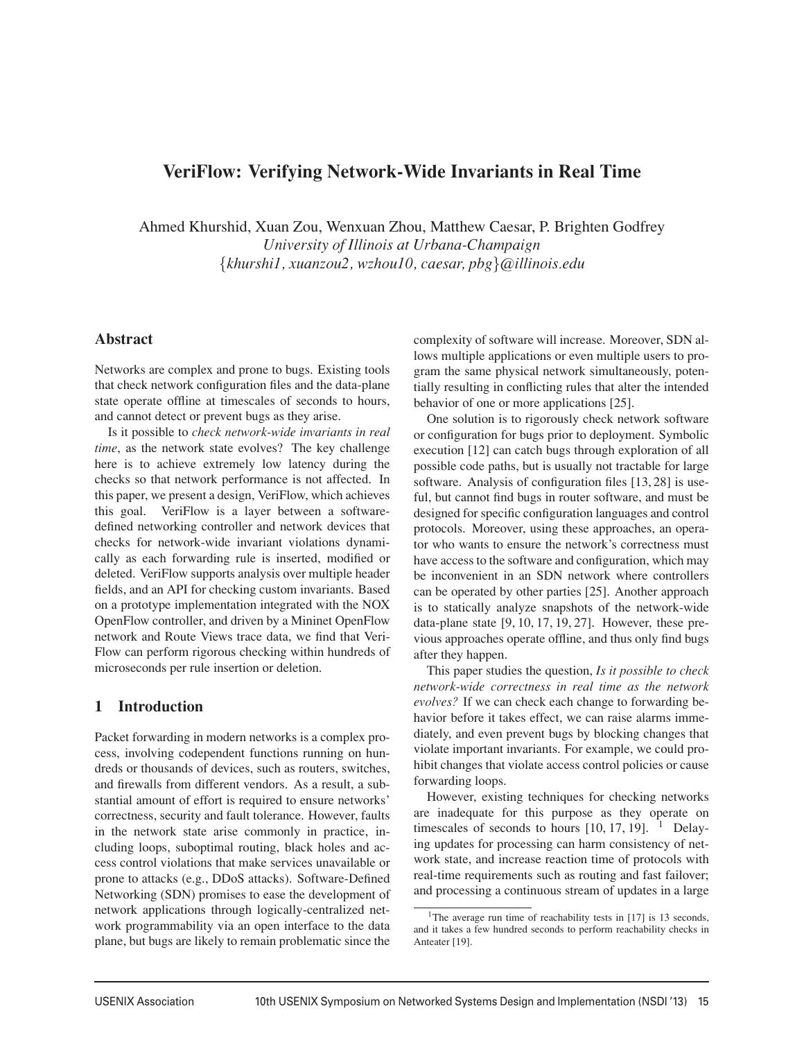# VeriFlow: Verifying Network-Wide Invariants in Real Time

Ahmed Khurshid, Xuan Zou, Wenxuan Zhou, Matthew Caesar, P. Brighten Godfrey
*University of Illinois at Urbana-Champaign*
{*khurshi1, xuanzou2, wzhou10, caesar, pbg*}*@illinois.edu*

## Abstract

Networks are complex and prone to bugs. Existing tools that check network configuration files and the data-plane state operate offline at timescales of seconds to hours, and cannot detect or prevent bugs as they arise.

Is it possible to *check network-wide invariants in real time*, as the network state evolves? The key challenge here is to achieve extremely low latency during the checks so that network performance is not affected. In this paper, we present a design, VeriFlow, which achieves this goal. VeriFlow is a layer between a software-defined networking controller and network devices that checks for network-wide invariant violations dynamically as each forwarding rule is inserted, modified or deleted. VeriFlow supports analysis over multiple header fields, and an API for checking custom invariants. Based on a prototype implementation integrated with the NOX OpenFlow controller, and driven by a Mininet OpenFlow network and Route Views trace data, we find that VeriFlow can perform rigorous checking within hundreds of microseconds per rule insertion or deletion.

## 1 Introduction

Packet forwarding in modern networks is a complex process, involving codependent functions running on hundreds or thousands of devices, such as routers, switches, and firewalls from different vendors. As a result, a substantial amount of effort is required to ensure networks' correctness, security and fault tolerance. However, faults in the network state arise commonly in practice, including loops, suboptimal routing, black holes and access control violations that make services unavailable or prone to attacks (e.g., DDoS attacks). Software-Defined Networking (SDN) promises to ease the development of network applications through logically-centralized network programmability via an open interface to the data plane, but bugs are likely to remain problematic since the complexity of software will increase. Moreover, SDN allows multiple applications or even multiple users to program the same physical network simultaneously, potentially resulting in conflicting rules that alter the intended behavior of one or more applications [25].

One solution is to rigorously check network software or configuration for bugs prior to deployment. Symbolic execution [12] can catch bugs through exploration of all possible code paths, but is usually not tractable for large software. Analysis of configuration files [13, 28] is useful, but cannot find bugs in router software, and must be designed for specific configuration languages and control protocols. Moreover, using these approaches, an operator who wants to ensure the network's correctness must have access to the software and configuration, which may be inconvenient in an SDN network where controllers can be operated by other parties [25]. Another approach is to statically analyze snapshots of the network-wide data-plane state [9, 10, 17, 19, 27]. However, these previous approaches operate offline, and thus only find bugs after they happen.

This paper studies the question, *Is it possible to check network-wide correctness in real time as the network evolves?* If we can check each change to forwarding behavior before it takes effect, we can raise alarms immediately, and even prevent bugs by blocking changes that violate important invariants. For example, we could prohibit changes that violate access control policies or cause forwarding loops.

However, existing techniques for checking networks are inadequate for this purpose as they operate on timescales of seconds to hours [10, 17, 19]. [1] Delaying updates for processing can harm consistency of network state, and increase reaction time of protocols with real-time requirements such as routing and fast failover; and processing a continuous stream of updates in a large

[1] The average run time of reachability tests in [17] is 13 seconds, and it takes a few hundred seconds to perform reachability checks in Anteater [19].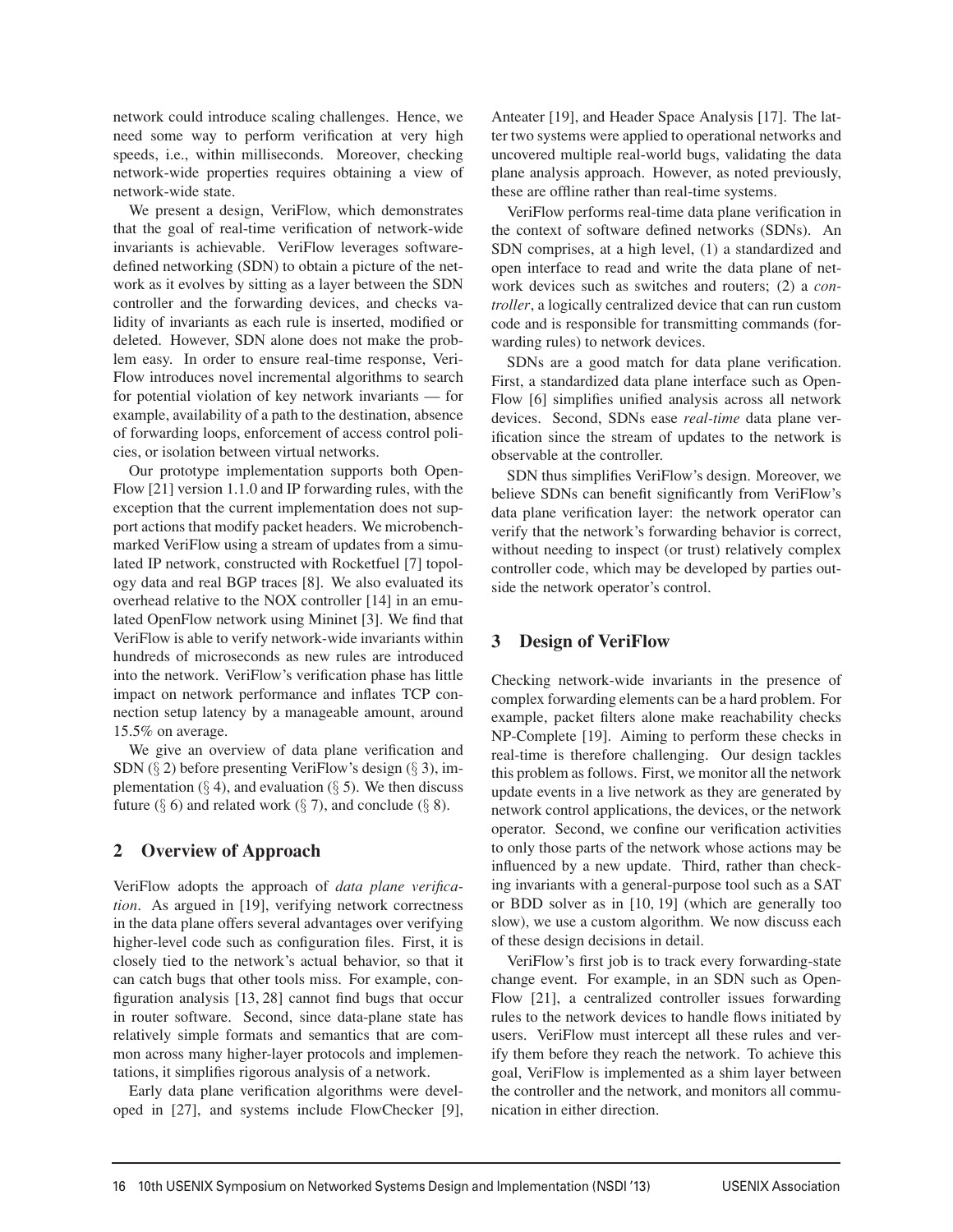network could introduce scaling challenges. Hence, we need some way to perform verification at very high speeds, i.e., within milliseconds. Moreover, checking network-wide properties requires obtaining a view of network-wide state.

We present a design, VeriFlow, which demonstrates that the goal of real-time verification of network-wide invariants is achievable. VeriFlow leverages software-defined networking (SDN) to obtain a picture of the network as it evolves by sitting as a layer between the SDN controller and the forwarding devices, and checks validity of invariants as each rule is inserted, modified or deleted. However, SDN alone does not make the problem easy. In order to ensure real-time response, VeriFlow introduces novel incremental algorithms to search for potential violation of key network invariants — for example, availability of a path to the destination, absence of forwarding loops, enforcement of access control policies, or isolation between virtual networks.

Our prototype implementation supports both OpenFlow [21] version 1.1.0 and IP forwarding rules, with the exception that the current implementation does not support actions that modify packet headers. We microbenchmarked VeriFlow using a stream of updates from a simulated IP network, constructed with Rocketfuel [7] topology data and real BGP traces [8]. We also evaluated its overhead relative to the NOX controller [14] in an emulated OpenFlow network using Mininet [3]. We find that VeriFlow is able to verify network-wide invariants within hundreds of microseconds as new rules are introduced into the network. VeriFlow's verification phase has little impact on network performance and inflates TCP connection setup latency by a manageable amount, around 15.5% on average.

We give an overview of data plane verification and SDN (§ 2) before presenting VeriFlow's design (§ 3), implementation (§ 4), and evaluation (§ 5). We then discuss future (§ 6) and related work (§ 7), and conclude (§ 8).

## 2 Overview of Approach

VeriFlow adopts the approach of *data plane verification*. As argued in [19], verifying network correctness in the data plane offers several advantages over verifying higher-level code such as configuration files. First, it is closely tied to the network's actual behavior, so that it can catch bugs that other tools miss. For example, configuration analysis [13, 28] cannot find bugs that occur in router software. Second, since data-plane state has relatively simple formats and semantics that are common across many higher-layer protocols and implementations, it simplifies rigorous analysis of a network.

Early data plane verification algorithms were developed in [27], and systems include FlowChecker [9], Anteater [19], and Header Space Analysis [17]. The latter two systems were applied to operational networks and uncovered multiple real-world bugs, validating the data plane analysis approach. However, as noted previously, these are offline rather than real-time systems.

VeriFlow performs real-time data plane verification in the context of software defined networks (SDNs). An SDN comprises, at a high level, (1) a standardized and open interface to read and write the data plane of network devices such as switches and routers; (2) a *controller*, a logically centralized device that can run custom code and is responsible for transmitting commands (forwarding rules) to network devices.

SDNs are a good match for data plane verification. First, a standardized data plane interface such as OpenFlow [6] simplifies unified analysis across all network devices. Second, SDNs ease *real-time* data plane verification since the stream of updates to the network is observable at the controller.

SDN thus simplifies VeriFlow's design. Moreover, we believe SDNs can benefit significantly from VeriFlow's data plane verification layer: the network operator can verify that the network's forwarding behavior is correct, without needing to inspect (or trust) relatively complex controller code, which may be developed by parties outside the network operator's control.

## 3 Design of VeriFlow

Checking network-wide invariants in the presence of complex forwarding elements can be a hard problem. For example, packet filters alone make reachability checks NP-Complete [19]. Aiming to perform these checks in real-time is therefore challenging. Our design tackles this problem as follows. First, we monitor all the network update events in a live network as they are generated by network control applications, the devices, or the network operator. Second, we confine our verification activities to only those parts of the network whose actions may be influenced by a new update. Third, rather than checking invariants with a general-purpose tool such as a SAT or BDD solver as in [10, 19] (which are generally too slow), we use a custom algorithm. We now discuss each of these design decisions in detail.

VeriFlow's first job is to track every forwarding-state change event. For example, in an SDN such as OpenFlow [21], a centralized controller issues forwarding rules to the network devices to handle flows initiated by users. VeriFlow must intercept all these rules and verify them before they reach the network. To achieve this goal, VeriFlow is implemented as a shim layer between the controller and the network, and monitors all communication in either direction.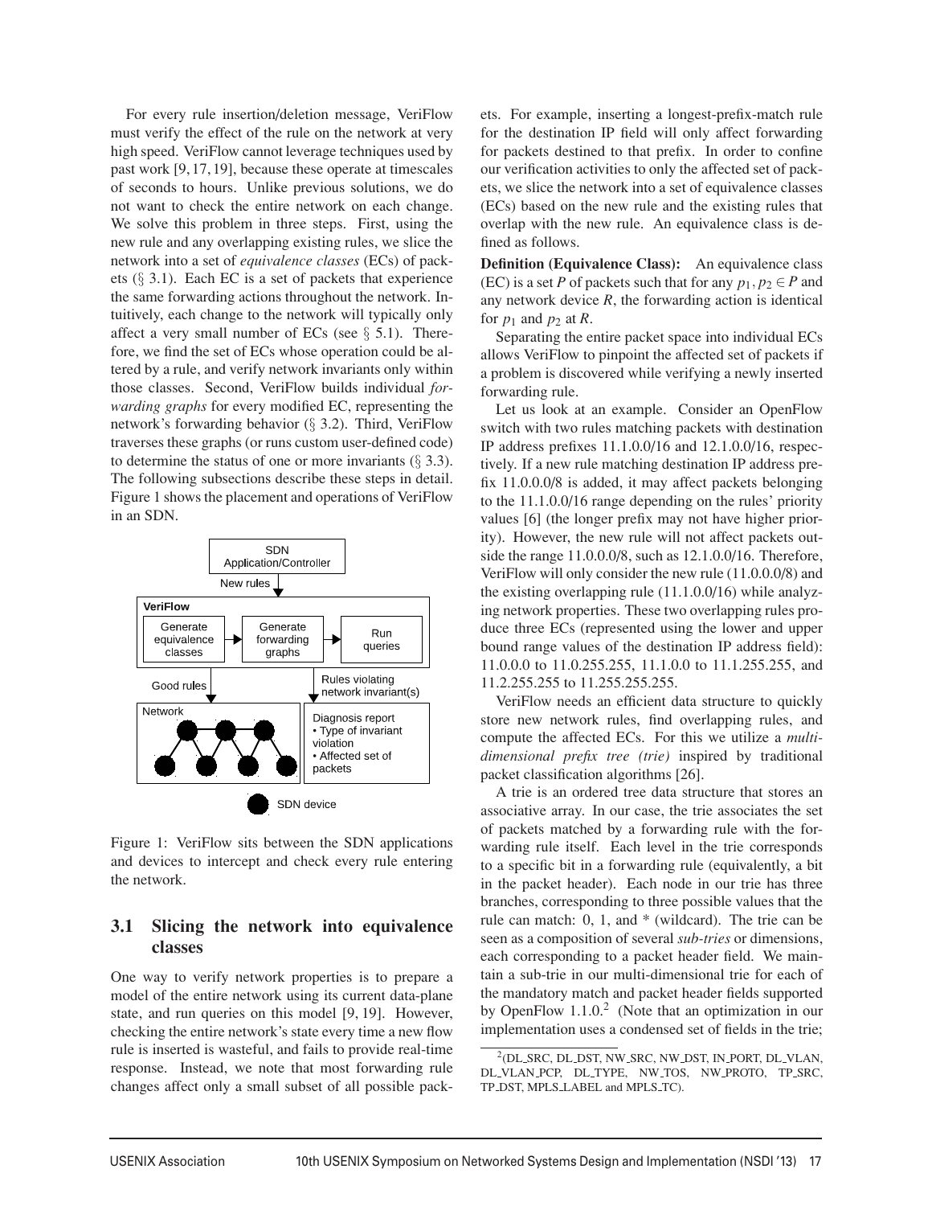For every rule insertion/deletion message, VeriFlow must verify the effect of the rule on the network at very high speed. VeriFlow cannot leverage techniques used by past work [9, 17, 19], because these operate at timescales of seconds to hours. Unlike previous solutions, we do not want to check the entire network on each change. We solve this problem in three steps. First, using the new rule and any overlapping existing rules, we slice the network into a set of *equivalence classes* (ECs) of packets (§ 3.1). Each EC is a set of packets that experience the same forwarding actions throughout the network. Intuitively, each change to the network will typically only affect a very small number of ECs (see § 5.1). Therefore, we find the set of ECs whose operation could be altered by a rule, and verify network invariants only within those classes. Second, VeriFlow builds individual *forwarding graphs* for every modified EC, representing the network's forwarding behavior (§ 3.2). Third, VeriFlow traverses these graphs (or runs custom user-defined code) to determine the status of one or more invariants (§ 3.3). The following subsections describe these steps in detail. Figure 1 shows the placement and operations of VeriFlow in an SDN.

Figure 1: VeriFlow sits between the SDN applications and devices to intercept and check every rule entering the network.

## 3.1 Slicing the network into equivalence classes

One way to verify network properties is to prepare a model of the entire network using its current data-plane state, and run queries on this model [9, 19]. However, checking the entire network's state every time a new flow rule is inserted is wasteful, and fails to provide real-time response. Instead, we note that most forwarding rule changes affect only a small subset of all possible packets. For example, inserting a longest-prefix-match rule for the destination IP field will only affect forwarding for packets destined to that prefix. In order to confine our verification activities to only the affected set of packets, we slice the network into a set of equivalence classes (ECs) based on the new rule and the existing rules that overlap with the new rule. An equivalence class is defined as follows.

**Definition (Equivalence Class):** An equivalence class (EC) is a set $P$ of packets such that for any $p_1, p_2 \in P$ and any network device $R$, the forwarding action is identical for $p_1$ and $p_2$ at $R$.

Separating the entire packet space into individual ECs allows VeriFlow to pinpoint the affected set of packets if a problem is discovered while verifying a newly inserted forwarding rule.

Let us look at an example. Consider an OpenFlow switch with two rules matching packets with destination IP address prefixes 11.1.0.0/16 and 12.1.0.0/16, respectively. If a new rule matching destination IP address prefix 11.0.0.0/8 is added, it may affect packets belonging to the 11.1.0.0/16 range depending on the rules' priority values [6] (the longer prefix may not have higher priority). However, the new rule will not affect packets outside the range 11.0.0.0/8, such as 12.1.0.0/16. Therefore, VeriFlow will only consider the new rule (11.0.0.0/8) and the existing overlapping rule (11.1.0.0/16) while analyzing network properties. These two overlapping rules produce three ECs (represented using the lower and upper bound range values of the destination IP address field): 11.0.0.0 to 11.0.255.255, 11.1.0.0 to 11.1.255.255, and 11.2.255.255 to 11.255.255.255.

VeriFlow needs an efficient data structure to quickly store new network rules, find overlapping rules, and compute the affected ECs. For this we utilize a *multi-dimensional prefix tree (trie)* inspired by traditional packet classification algorithms [26].

A trie is an ordered tree data structure that stores an associative array. In our case, the trie associates the set of packets matched by a forwarding rule with the forwarding rule itself. Each level in the trie corresponds to a specific bit in a forwarding rule (equivalently, a bit in the packet header). Each node in our trie has three branches, corresponding to three possible values that the rule can match: 0, 1, and * (wildcard). The trie can be seen as a composition of several *sub-tries* or dimensions, each corresponding to a packet header field. We maintain a sub-trie in our multi-dimensional trie for each of the mandatory match and packet header fields supported by OpenFlow 1.1.0.[2] (Note that an optimization in our implementation uses a condensed set of fields in the trie;

[2](DL_SRC, DL_DST, NW_SRC, NW_DST, IN_PORT, DL_VLAN, DL_VLAN_PCP, DL_TYPE, NW_TOS, NW_PROTO, TP_SRC, TP_DST, MPLS_LABEL and MPLS_TC).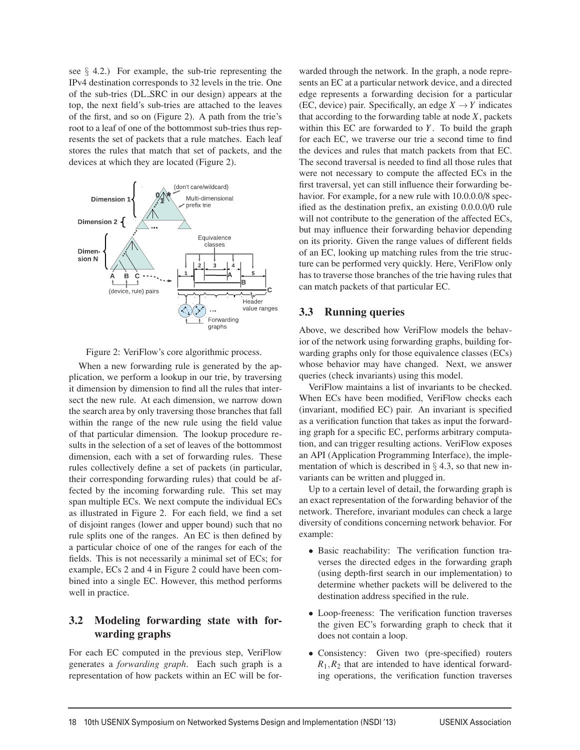see § 4.2.) For example, the sub-trie representing the IPv4 destination corresponds to 32 levels in the trie. One of the sub-tries (DL_SRC in our design) appears at the top, the next field's sub-tries are attached to the leaves of the first, and so on (Figure 2). A path from the trie's root to a leaf of one of the bottommost sub-tries thus represents the set of packets that a rule matches. Each leaf stores the rules that match that set of packets, and the devices at which they are located (Figure 2).

Figure 2: VeriFlow's core algorithmic process.

When a new forwarding rule is generated by the application, we perform a lookup in our trie, by traversing it dimension by dimension to find all the rules that intersect the new rule. At each dimension, we narrow down the search area by only traversing those branches that fall within the range of the new rule using the field value of that particular dimension. The lookup procedure results in the selection of a set of leaves of the bottommost dimension, each with a set of forwarding rules. These rules collectively define a set of packets (in particular, their corresponding forwarding rules) that could be affected by the incoming forwarding rule. This set may span multiple ECs. We next compute the individual ECs as illustrated in Figure 2. For each field, we find a set of disjoint ranges (lower and upper bound) such that no rule splits one of the ranges. An EC is then defined by a particular choice of one of the ranges for each of the fields. This is not necessarily a minimal set of ECs; for example, ECs 2 and 4 in Figure 2 could have been combined into a single EC. However, this method performs well in practice.

## 3.2 Modeling forwarding state with forwarding graphs

For each EC computed in the previous step, VeriFlow generates a *forwarding graph*. Each such graph is a representation of how packets within an EC will be forwarded through the network. In the graph, a node represents an EC at a particular network device, and a directed edge represents a forwarding decision for a particular (EC, device) pair. Specifically, an edge $X \rightarrow Y$ indicates that according to the forwarding table at node $X$, packets within this EC are forwarded to $Y$. To build the graph for each EC, we traverse our trie a second time to find the devices and rules that match packets from that EC. The second traversal is needed to find all those rules that were not necessary to compute the affected ECs in the first traversal, yet can still influence their forwarding behavior. For example, for a new rule with 10.0.0.0/8 specified as the destination prefix, an existing 0.0.0.0/0 rule will not contribute to the generation of the affected ECs, but may influence their forwarding behavior depending on its priority. Given the range values of different fields of an EC, looking up matching rules from the trie structure can be performed very quickly. Here, VeriFlow only has to traverse those branches of the trie having rules that can match packets of that particular EC.

## 3.3 Running queries

Above, we described how VeriFlow models the behavior of the network using forwarding graphs, building forwarding graphs only for those equivalence classes (ECs) whose behavior may have changed. Next, we answer queries (check invariants) using this model.

VeriFlow maintains a list of invariants to be checked. When ECs have been modified, VeriFlow checks each (invariant, modified EC) pair. An invariant is specified as a verification function that takes as input the forwarding graph for a specific EC, performs arbitrary computation, and can trigger resulting actions. VeriFlow exposes an API (Application Programming Interface), the implementation of which is described in § 4.3, so that new invariants can be written and plugged in.

Up to a certain level of detail, the forwarding graph is an exact representation of the forwarding behavior of the network. Therefore, invariant modules can check a large diversity of conditions concerning network behavior. For example:

- Basic reachability: The verification function traverses the directed edges in the forwarding graph (using depth-first search in our implementation) to determine whether packets will be delivered to the destination address specified in the rule.
- Loop-freeness: The verification function traverses the given EC's forwarding graph to check that it does not contain a loop.
- Consistency: Given two (pre-specified) routers $R_1, R_2$ that are intended to have identical forwarding operations, the verification function traverses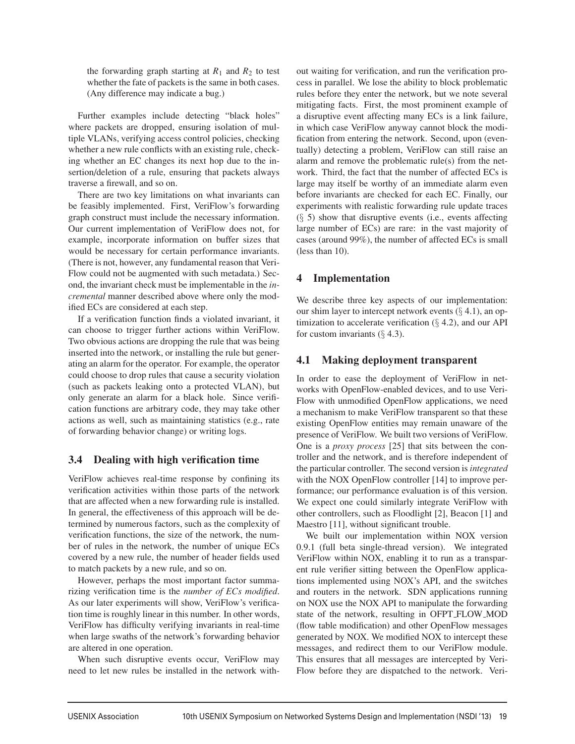the forwarding graph starting at $R_1$ and $R_2$ to test whether the fate of packets is the same in both cases. (Any difference may indicate a bug.)

Further examples include detecting "black holes" where packets are dropped, ensuring isolation of multiple VLANs, verifying access control policies, checking whether a new rule conflicts with an existing rule, checking whether an EC changes its next hop due to the insertion/deletion of a rule, ensuring that packets always traverse a firewall, and so on.

There are two key limitations on what invariants can be feasibly implemented. First, VeriFlow's forwarding graph construct must include the necessary information. Our current implementation of VeriFlow does not, for example, incorporate information on buffer sizes that would be necessary for certain performance invariants. (There is not, however, any fundamental reason that VeriFlow could not be augmented with such metadata.) Second, the invariant check must be implementable in the *incremental* manner described above where only the modified ECs are considered at each step.

If a verification function finds a violated invariant, it can choose to trigger further actions within VeriFlow. Two obvious actions are dropping the rule that was being inserted into the network, or installing the rule but generating an alarm for the operator. For example, the operator could choose to drop rules that cause a security violation (such as packets leaking onto a protected VLAN), but only generate an alarm for a black hole. Since verification functions are arbitrary code, they may take other actions as well, such as maintaining statistics (e.g., rate of forwarding behavior change) or writing logs.

### 3.4 Dealing with high verification time

VeriFlow achieves real-time response by confining its verification activities within those parts of the network that are affected when a new forwarding rule is installed. In general, the effectiveness of this approach will be determined by numerous factors, such as the complexity of verification functions, the size of the network, the number of rules in the network, the number of unique ECs covered by a new rule, the number of header fields used to match packets by a new rule, and so on.

However, perhaps the most important factor summarizing verification time is the *number of ECs modified*. As our later experiments will show, VeriFlow's verification time is roughly linear in this number. In other words, VeriFlow has difficulty verifying invariants in real-time when large swaths of the network's forwarding behavior are altered in one operation.

When such disruptive events occur, VeriFlow may need to let new rules be installed in the network without waiting for verification, and run the verification process in parallel. We lose the ability to block problematic rules before they enter the network, but we note several mitigating facts. First, the most prominent example of a disruptive event affecting many ECs is a link failure, in which case VeriFlow anyway cannot block the modification from entering the network. Second, upon (eventually) detecting a problem, VeriFlow can still raise an alarm and remove the problematic rule(s) from the network. Third, the fact that the number of affected ECs is large may itself be worthy of an immediate alarm even before invariants are checked for each EC. Finally, our experiments with realistic forwarding rule update traces (§ 5) show that disruptive events (i.e., events affecting large number of ECs) are rare: in the vast majority of cases (around 99%), the number of affected ECs is small (less than 10).

## 4 Implementation

We describe three key aspects of our implementation: our shim layer to intercept network events (§ 4.1), an optimization to accelerate verification (§ 4.2), and our API for custom invariants (§ 4.3).

### 4.1 Making deployment transparent

In order to ease the deployment of VeriFlow in networks with OpenFlow-enabled devices, and to use VeriFlow with unmodified OpenFlow applications, we need a mechanism to make VeriFlow transparent so that these existing OpenFlow entities may remain unaware of the presence of VeriFlow. We built two versions of VeriFlow. One is a *proxy process* [25] that sits between the controller and the network, and is therefore independent of the particular controller. The second version is *integrated* with the NOX OpenFlow controller [14] to improve performance; our performance evaluation is of this version. We expect one could similarly integrate VeriFlow with other controllers, such as Floodlight [2], Beacon [1] and Maestro [11], without significant trouble.

We built our implementation within NOX version 0.9.1 (full beta single-thread version). We integrated VeriFlow within NOX, enabling it to run as a transparent rule verifier sitting between the OpenFlow applications implemented using NOX's API, and the switches and routers in the network. SDN applications running on NOX use the NOX API to manipulate the forwarding state of the network, resulting in OFPT_FLOW_MOD (flow table modification) and other OpenFlow messages generated by NOX. We modified NOX to intercept these messages, and redirect them to our VeriFlow module. This ensures that all messages are intercepted by VeriFlow before they are dispatched to the network. Veri-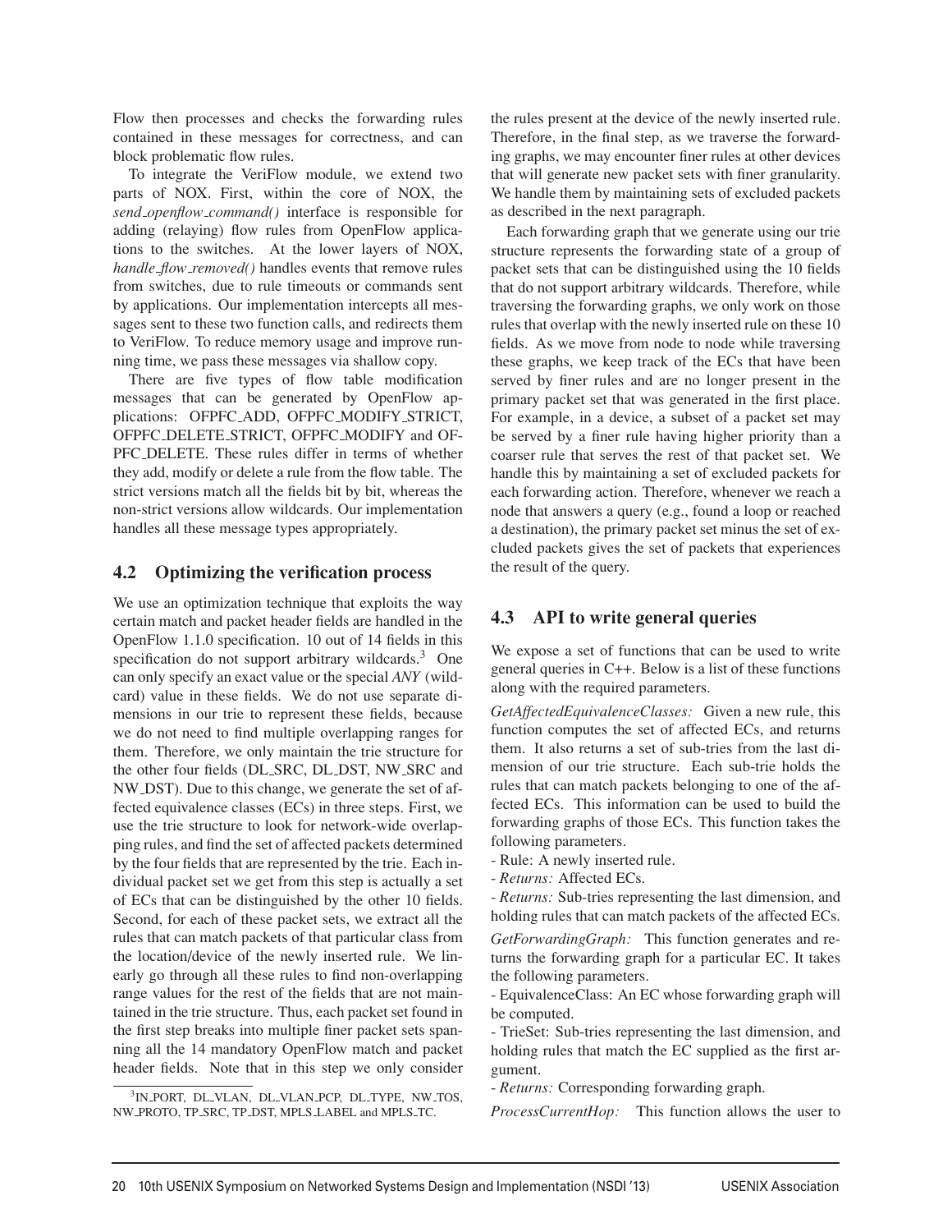Flow then processes and checks the forwarding rules contained in these messages for correctness, and can block problematic flow rules.

To integrate the VeriFlow module, we extend two parts of NOX. First, within the core of NOX, the *send_openflow_command()* interface is responsible for adding (relaying) flow rules from OpenFlow applications to the switches. At the lower layers of NOX, *handle_flow_removed()* handles events that remove rules from switches, due to rule timeouts or commands sent by applications. Our implementation intercepts all messages sent to these two function calls, and redirects them to VeriFlow. To reduce memory usage and improve running time, we pass these messages via shallow copy.

There are five types of flow table modification messages that can be generated by OpenFlow applications: OFPFC_ADD, OFPFC_MODIFY_STRICT, OFPFC_DELETE_STRICT, OFPFC_MODIFY and OFPFC_DELETE. These rules differ in terms of whether they add, modify or delete a rule from the flow table. The strict versions match all the fields bit by bit, whereas the non-strict versions allow wildcards. Our implementation handles all these message types appropriately.

## 4.2 Optimizing the verification process

We use an optimization technique that exploits the way certain match and packet header fields are handled in the OpenFlow 1.1.0 specification. 10 out of 14 fields in this specification do not support arbitrary wildcards.[3] One can only specify an exact value or the special *ANY* (wildcard) value in these fields. We do not use separate dimensions in our trie to represent these fields, because we do not need to find multiple overlapping ranges for them. Therefore, we only maintain the trie structure for the other four fields (DL_SRC, DL_DST, NW_SRC and NW_DST). Due to this change, we generate the set of affected equivalence classes (ECs) in three steps. First, we use the trie structure to look for network-wide overlapping rules, and find the set of affected packets determined by the four fields that are represented by the trie. Each individual packet set we get from this step is actually a set of ECs that can be distinguished by the other 10 fields. Second, for each of these packet sets, we extract all the rules that can match packets of that particular class from the location/device of the newly inserted rule. We linearly go through all these rules to find non-overlapping range values for the rest of the fields that are not maintained in the trie structure. Thus, each packet set found in the first step breaks into multiple finer packet sets spanning all the 14 mandatory OpenFlow match and packet header fields. Note that in this step we only consider the rules present at the device of the newly inserted rule. Therefore, in the final step, as we traverse the forwarding graphs, we may encounter finer rules at other devices that will generate new packet sets with finer granularity. We handle them by maintaining sets of excluded packets as described in the next paragraph.

[3] IN_PORT, DL_VLAN, DL_VLAN_PCP, DL_TYPE, NW_TOS, NW_PROTO, TP_SRC, TP_DST, MPLS_LABEL and MPLS_TC.

Each forwarding graph that we generate using our trie structure represents the forwarding state of a group of packet sets that can be distinguished using the 10 fields that do not support arbitrary wildcards. Therefore, while traversing the forwarding graphs, we only work on those rules that overlap with the newly inserted rule on these 10 fields. As we move from node to node while traversing these graphs, we keep track of the ECs that have been served by finer rules and are no longer present in the primary packet set that was generated in the first place. For example, in a device, a subset of a packet set may be served by a finer rule having higher priority than a coarser rule that serves the rest of that packet set. We handle this by maintaining a set of excluded packets for each forwarding action. Therefore, whenever we reach a node that answers a query (e.g., found a loop or reached a destination), the primary packet set minus the set of excluded packets gives the set of packets that experiences the result of the query.

## 4.3 API to write general queries

We expose a set of functions that can be used to write general queries in C++. Below is a list of these functions along with the required parameters.

*GetAffectedEquivalenceClasses:* Given a new rule, this function computes the set of affected ECs, and returns them. It also returns a set of sub-tries from the last dimension of our trie structure. Each sub-trie holds the rules that can match packets belonging to one of the affected ECs. This information can be used to build the forwarding graphs of those ECs. This function takes the following parameters.

- Rule: A newly inserted rule.
- *Returns:* Affected ECs.
- *Returns:* Sub-tries representing the last dimension, and holding rules that can match packets of the affected ECs.

*GetForwardingGraph:* This function generates and returns the forwarding graph for a particular EC. It takes the following parameters.

- EquivalenceClass: An EC whose forwarding graph will be computed.
- TrieSet: Sub-tries representing the last dimension, and holding rules that match the EC supplied as the first argument.
- *Returns:* Corresponding forwarding graph.

*ProcessCurrentHop:* This function allows the user to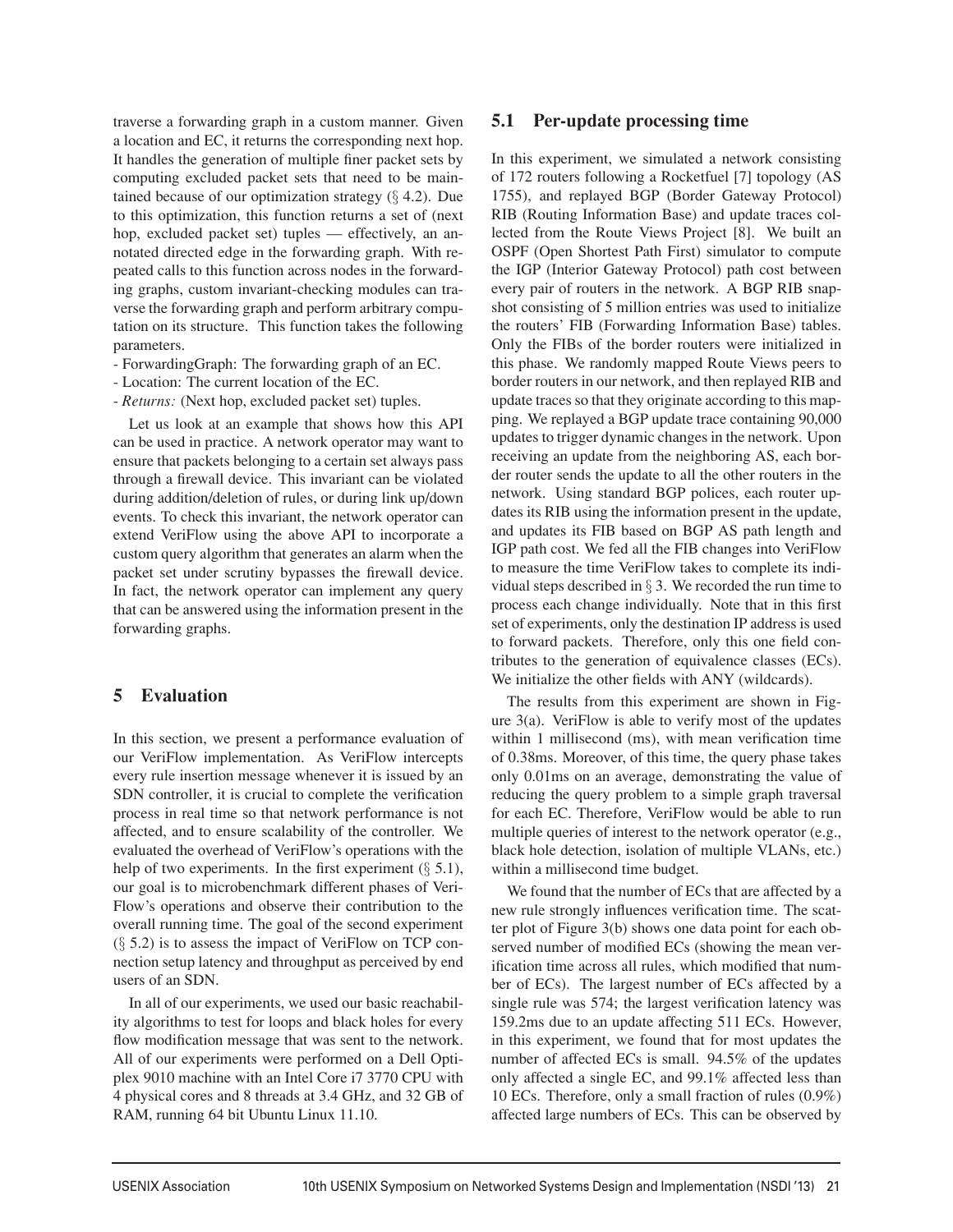traverse a forwarding graph in a custom manner. Given a location and EC, it returns the corresponding next hop. It handles the generation of multiple finer packet sets by computing excluded packet sets that need to be maintained because of our optimization strategy (§ 4.2). Due to this optimization, this function returns a set of (next hop, excluded packet set) tuples — effectively, an annotated directed edge in the forwarding graph. With repeated calls to this function across nodes in the forwarding graphs, custom invariant-checking modules can traverse the forwarding graph and perform arbitrary computation on its structure. This function takes the following parameters.

- ForwardingGraph: The forwarding graph of an EC.
- Location: The current location of the EC.
- *Returns:* (Next hop, excluded packet set) tuples.

Let us look at an example that shows how this API can be used in practice. A network operator may want to ensure that packets belonging to a certain set always pass through a firewall device. This invariant can be violated during addition/deletion of rules, or during link up/down events. To check this invariant, the network operator can extend VeriFlow using the above API to incorporate a custom query algorithm that generates an alarm when the packet set under scrutiny bypasses the firewall device. In fact, the network operator can implement any query that can be answered using the information present in the forwarding graphs.

## 5 Evaluation

In this section, we present a performance evaluation of our VeriFlow implementation. As VeriFlow intercepts every rule insertion message whenever it is issued by an SDN controller, it is crucial to complete the verification process in real time so that network performance is not affected, and to ensure scalability of the controller. We evaluated the overhead of VeriFlow's operations with the help of two experiments. In the first experiment (§ 5.1), our goal is to microbenchmark different phases of VeriFlow's operations and observe their contribution to the overall running time. The goal of the second experiment (§ 5.2) is to assess the impact of VeriFlow on TCP connection setup latency and throughput as perceived by end users of an SDN.

In all of our experiments, we used our basic reachability algorithms to test for loops and black holes for every flow modification message that was sent to the network. All of our experiments were performed on a Dell Optiplex 9010 machine with an Intel Core i7 3770 CPU with 4 physical cores and 8 threads at 3.4 GHz, and 32 GB of RAM, running 64 bit Ubuntu Linux 11.10.

### 5.1 Per-update processing time

In this experiment, we simulated a network consisting of 172 routers following a Rocketfuel [7] topology (AS 1755), and replayed BGP (Border Gateway Protocol) RIB (Routing Information Base) and update traces collected from the Route Views Project [8]. We built an OSPF (Open Shortest Path First) simulator to compute the IGP (Interior Gateway Protocol) path cost between every pair of routers in the network. A BGP RIB snapshot consisting of 5 million entries was used to initialize the routers' FIB (Forwarding Information Base) tables. Only the FIBs of the border routers were initialized in this phase. We randomly mapped Route Views peers to border routers in our network, and then replayed RIB and update traces so that they originate according to this mapping. We replayed a BGP update trace containing 90,000 updates to trigger dynamic changes in the network. Upon receiving an update from the neighboring AS, each border router sends the update to all the other routers in the network. Using standard BGP polices, each router updates its RIB using the information present in the update, and updates its FIB based on BGP AS path length and IGP path cost. We fed all the FIB changes into VeriFlow to measure the time VeriFlow takes to complete its individual steps described in § 3. We recorded the run time to process each change individually. Note that in this first set of experiments, only the destination IP address is used to forward packets. Therefore, only this one field contributes to the generation of equivalence classes (ECs). We initialize the other fields with ANY (wildcards).

The results from this experiment are shown in Figure 3(a). VeriFlow is able to verify most of the updates within 1 millisecond (ms), with mean verification time of 0.38ms. Moreover, of this time, the query phase takes only 0.01ms on an average, demonstrating the value of reducing the query problem to a simple graph traversal for each EC. Therefore, VeriFlow would be able to run multiple queries of interest to the network operator (e.g., black hole detection, isolation of multiple VLANs, etc.) within a millisecond time budget.

We found that the number of ECs that are affected by a new rule strongly influences verification time. The scatter plot of Figure 3(b) shows one data point for each observed number of modified ECs (showing the mean verification time across all rules, which modified that number of ECs). The largest number of ECs affected by a single rule was 574; the largest verification latency was 159.2ms due to an update affecting 511 ECs. However, in this experiment, we found that for most updates the number of affected ECs is small. 94.5% of the updates only affected a single EC, and 99.1% affected less than 10 ECs. Therefore, only a small fraction of rules (0.9%) affected large numbers of ECs. This can be observed by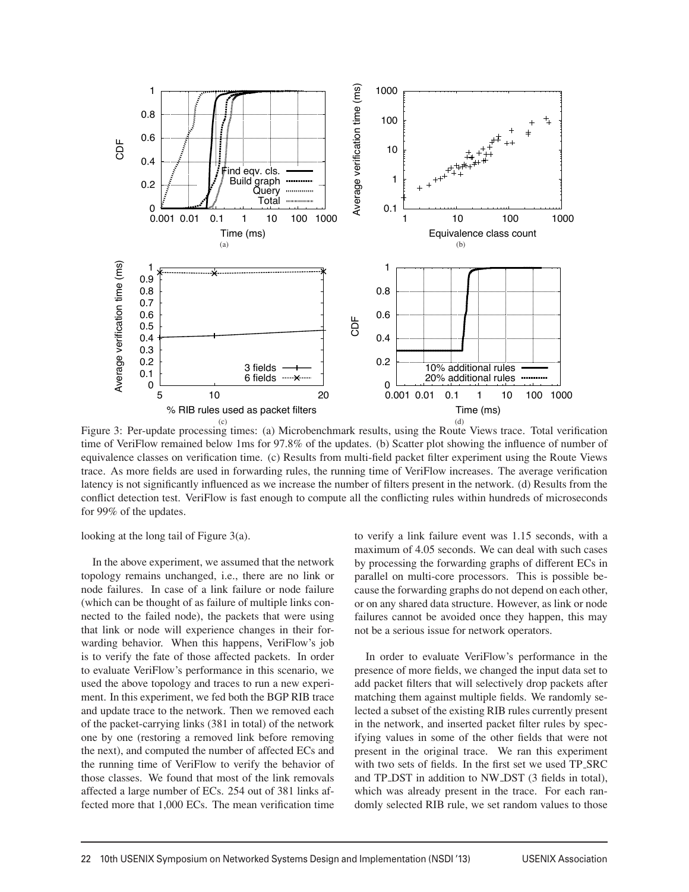Figure 3: Per-update processing times: (a) Microbenchmark results, using the Route Views trace. Total verification time of VeriFlow remained below 1ms for 97.8% of the updates. (b) Scatter plot showing the influence of number of equivalence classes on verification time. (c) Results from multi-field packet filter experiment using the Route Views trace. As more fields are used in forwarding rules, the running time of VeriFlow increases. The average verification latency is not significantly influenced as we increase the number of filters present in the network. (d) Results from the conflict detection test. VeriFlow is fast enough to compute all the conflicting rules within hundreds of microseconds for 99% of the updates.

looking at the long tail of Figure 3(a).

In the above experiment, we assumed that the network topology remains unchanged, i.e., there are no link or node failures. In case of a link failure or node failure (which can be thought of as failure of multiple links connected to the failed node), the packets that were using that link or node will experience changes in their forwarding behavior. When this happens, VeriFlow's job is to verify the fate of those affected packets. In order to evaluate VeriFlow's performance in this scenario, we used the above topology and traces to run a new experiment. In this experiment, we fed both the BGP RIB trace and update trace to the network. Then we removed each of the packet-carrying links (381 in total) of the network one by one (restoring a removed link before removing the next), and computed the number of affected ECs and the running time of VeriFlow to verify the behavior of those classes. We found that most of the link removals affected a large number of ECs. 254 out of 381 links affected more that 1,000 ECs. The mean verification time to verify a link failure event was 1.15 seconds, with a maximum of 4.05 seconds. We can deal with such cases by processing the forwarding graphs of different ECs in parallel on multi-core processors. This is possible because the forwarding graphs do not depend on each other, or on any shared data structure. However, as link or node failures cannot be avoided once they happen, this may not be a serious issue for network operators.

In order to evaluate VeriFlow's performance in the presence of more fields, we changed the input data set to add packet filters that will selectively drop packets after matching them against multiple fields. We randomly selected a subset of the existing RIB rules currently present in the network, and inserted packet filter rules by specifying values in some of the other fields that were not present in the original trace. We ran this experiment with two sets of fields. In the first set we used TP_SRC and TP_DST in addition to NW_DST (3 fields in total), which was already present in the trace. For each randomly selected RIB rule, we set random values to those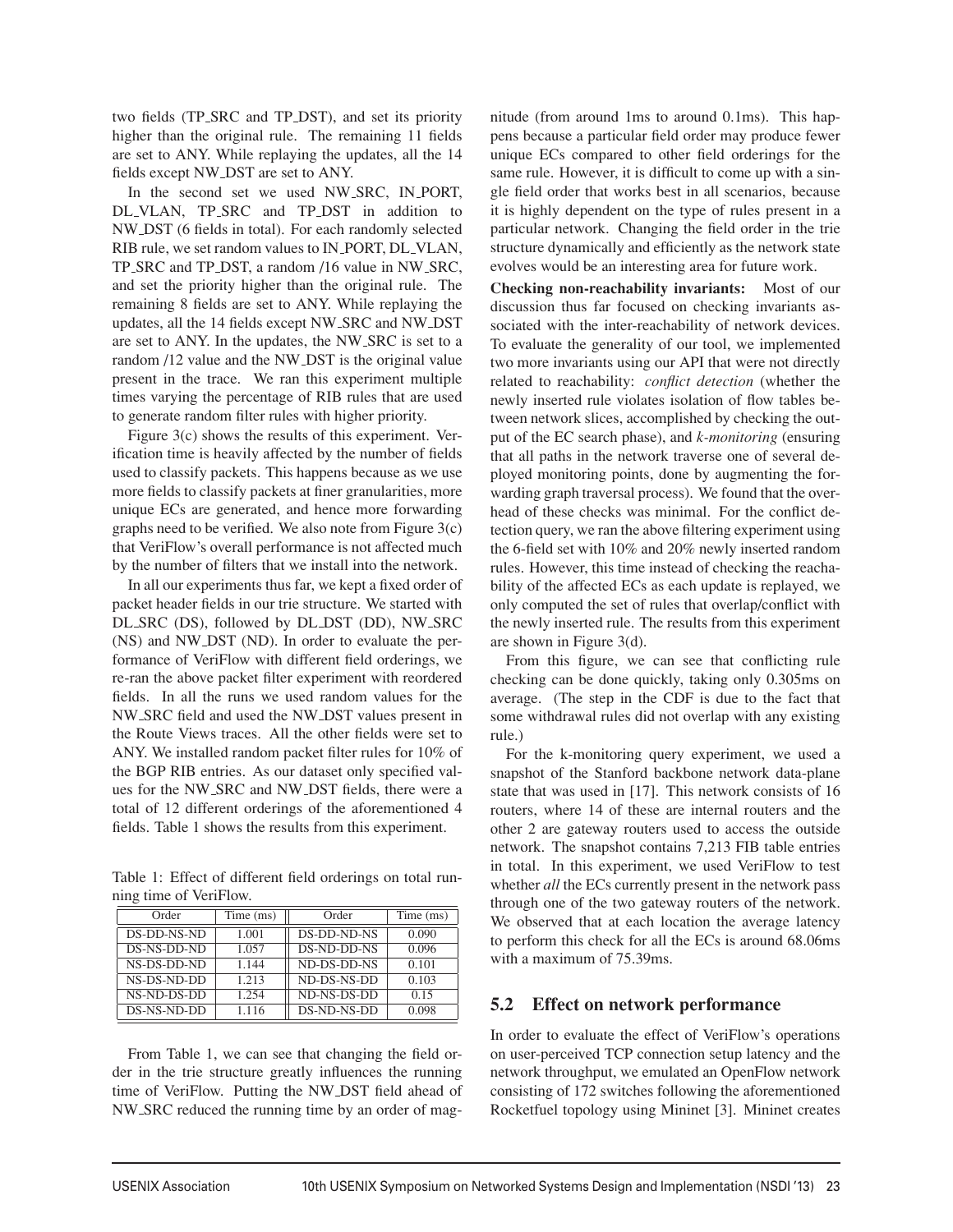two fields (TP_SRC and TP_DST), and set its priority higher than the original rule. The remaining 11 fields are set to ANY. While replaying the updates, all the 14 fields except NW_DST are set to ANY.

In the second set we used NW_SRC, IN_PORT, DL_VLAN, TP_SRC and TP_DST in addition to NW_DST (6 fields in total). For each randomly selected RIB rule, we set random values to IN_PORT, DL_VLAN, TP_SRC and TP_DST, a random /16 value in NW_SRC, and set the priority higher than the original rule. The remaining 8 fields are set to ANY. While replaying the updates, all the 14 fields except NW_SRC and NW_DST are set to ANY. In the updates, the NW_SRC is set to a random /12 value and the NW_DST is the original value present in the trace. We ran this experiment multiple times varying the percentage of RIB rules that are used to generate random filter rules with higher priority.

Figure 3(c) shows the results of this experiment. Verification time is heavily affected by the number of fields used to classify packets. This happens because as we use more fields to classify packets at finer granularities, more unique ECs are generated, and hence more forwarding graphs need to be verified. We also note from Figure 3(c) that VeriFlow's overall performance is not affected much by the number of filters that we install into the network.

In all our experiments thus far, we kept a fixed order of packet header fields in our trie structure. We started with DL_SRC (DS), followed by DL_DST (DD), NW_SRC (NS) and NW_DST (ND). In order to evaluate the performance of VeriFlow with different field orderings, we re-ran the above packet filter experiment with reordered fields. In all the runs we used random values for the NW_SRC field and used the NW_DST values present in the Route Views traces. All the other fields were set to ANY. We installed random packet filter rules for 10% of the BGP RIB entries. As our dataset only specified values for the NW_SRC and NW_DST fields, there were a total of 12 different orderings of the aforementioned 4 fields. Table 1 shows the results from this experiment.

Table 1: Effect of different field orderings on total running time of VeriFlow.

| Order | Time (ms) | Order | Time (ms) |
|---|---|---|---|
| DS-DD-NS-ND | 1.001 | DS-DD-ND-NS | 0.090 |
| DS-NS-DD-ND | 1.057 | DS-ND-DD-NS | 0.096 |
| NS-DS-DD-ND | 1.144 | ND-DS-DD-NS | 0.101 |
| NS-DS-ND-DD | 1.213 | ND-DS-NS-DD | 0.103 |
| NS-ND-DS-DD | 1.254 | ND-NS-DS-DD | 0.15 |
| DS-NS-ND-DD | 1.116 | DS-ND-NS-DD | 0.098 |

From Table 1, we can see that changing the field order in the trie structure greatly influences the running time of VeriFlow. Putting the NW_DST field ahead of NW_SRC reduced the running time by an order of magnitude (from around 1ms to around 0.1ms). This happens because a particular field order may produce fewer unique ECs compared to other field orderings for the same rule. However, it is difficult to come up with a single field order that works best in all scenarios, because it is highly dependent on the type of rules present in a particular network. Changing the field order in the trie structure dynamically and efficiently as the network state evolves would be an interesting area for future work.

**Checking non-reachability invariants:** Most of our discussion thus far focused on checking invariants associated with the inter-reachability of network devices. To evaluate the generality of our tool, we implemented two more invariants using our API that were not directly related to reachability: *conflict detection* (whether the newly inserted rule violates isolation of flow tables between network slices, accomplished by checking the output of the EC search phase), and *k-monitoring* (ensuring that all paths in the network traverse one of several deployed monitoring points, done by augmenting the forwarding graph traversal process). We found that the overhead of these checks was minimal. For the conflict detection query, we ran the above filtering experiment using the 6-field set with 10% and 20% newly inserted random rules. However, this time instead of checking the reachability of the affected ECs as each update is replayed, we only computed the set of rules that overlap/conflict with the newly inserted rule. The results from this experiment are shown in Figure 3(d).

From this figure, we can see that conflicting rule checking can be done quickly, taking only 0.305ms on average. (The step in the CDF is due to the fact that some withdrawal rules did not overlap with any existing rule.)

For the k-monitoring query experiment, we used a snapshot of the Stanford backbone network data-plane state that was used in [17]. This network consists of 16 routers, where 14 of these are internal routers and the other 2 are gateway routers used to access the outside network. The snapshot contains 7,213 FIB table entries in total. In this experiment, we used VeriFlow to test whether *all* the ECs currently present in the network pass through one of the two gateway routers of the network. We observed that at each location the average latency to perform this check for all the ECs is around 68.06ms with a maximum of 75.39ms.

## 5.2 Effect on network performance

In order to evaluate the effect of VeriFlow's operations on user-perceived TCP connection setup latency and the network throughput, we emulated an OpenFlow network consisting of 172 switches following the aforementioned Rocketfuel topology using Mininet [3]. Mininet creates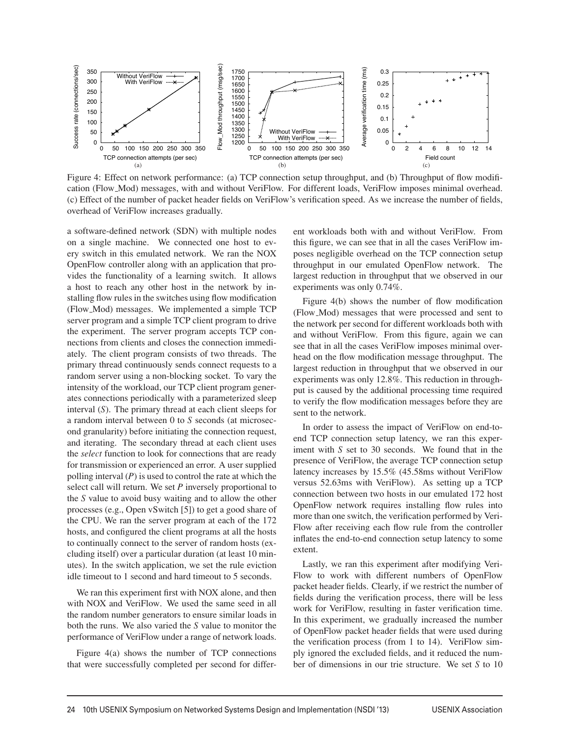Figure 4: Effect on network performance: (a) TCP connection setup throughput, and (b) Throughput of flow modification (Flow_Mod) messages, with and without VeriFlow. For different loads, VeriFlow imposes minimal overhead. (c) Effect of the number of packet header fields on VeriFlow's verification speed. As we increase the number of fields, overhead of VeriFlow increases gradually.

a software-defined network (SDN) with multiple nodes on a single machine. We connected one host to every switch in this emulated network. We ran the NOX OpenFlow controller along with an application that provides the functionality of a learning switch. It allows a host to reach any other host in the network by installing flow rules in the switches using flow modification (Flow_Mod) messages. We implemented a simple TCP server program and a simple TCP client program to drive the experiment. The server program accepts TCP connections from clients and closes the connection immediately. The client program consists of two threads. The primary thread continuously sends connect requests to a random server using a non-blocking socket. To vary the intensity of the workload, our TCP client program generates connections periodically with a parameterized sleep interval ($S$). The primary thread at each client sleeps for a random interval between 0 to $S$ seconds (at microsecond granularity) before initiating the connection request, and iterating. The secondary thread at each client uses the *select* function to look for connections that are ready for transmission or experienced an error. A user supplied polling interval ($P$) is used to control the rate at which the select call will return. We set $P$ inversely proportional to the $S$ value to avoid busy waiting and to allow the other processes (e.g., Open vSwitch [5]) to get a good share of the CPU. We ran the server program at each of the 172 hosts, and configured the client programs at all the hosts to continually connect to the server of random hosts (excluding itself) over a particular duration (at least 10 minutes). In the switch application, we set the rule eviction idle timeout to 1 second and hard timeout to 5 seconds.

We ran this experiment first with NOX alone, and then with NOX and VeriFlow. We used the same seed in all the random number generators to ensure similar loads in both the runs. We also varied the $S$ value to monitor the performance of VeriFlow under a range of network loads.

Figure 4(a) shows the number of TCP connections that were successfully completed per second for different workloads both with and without VeriFlow. From this figure, we can see that in all the cases VeriFlow imposes negligible overhead on the TCP connection setup throughput in our emulated OpenFlow network. The largest reduction in throughput that we observed in our experiments was only 0.74%.

Figure 4(b) shows the number of flow modification (Flow_Mod) messages that were processed and sent to the network per second for different workloads both with and without VeriFlow. From this figure, again we can see that in all the cases VeriFlow imposes minimal overhead on the flow modification message throughput. The largest reduction in throughput that we observed in our experiments was only 12.8%. This reduction in throughput is caused by the additional processing time required to verify the flow modification messages before they are sent to the network.

In order to assess the impact of VeriFlow on end-to-end TCP connection setup latency, we ran this experiment with $S$ set to 30 seconds. We found that in the presence of VeriFlow, the average TCP connection setup latency increases by 15.5% (45.58ms without VeriFlow versus 52.63ms with VeriFlow). As setting up a TCP connection between two hosts in our emulated 172 host OpenFlow network requires installing flow rules into more than one switch, the verification performed by VeriFlow after receiving each flow rule from the controller inflates the end-to-end connection setup latency to some extent.

Lastly, we ran this experiment after modifying VeriFlow to work with different numbers of OpenFlow packet header fields. Clearly, if we restrict the number of fields during the verification process, there will be less work for VeriFlow, resulting in faster verification time. In this experiment, we gradually increased the number of OpenFlow packet header fields that were used during the verification process (from 1 to 14). VeriFlow simply ignored the excluded fields, and it reduced the number of dimensions in our trie structure. We set $S$ to 10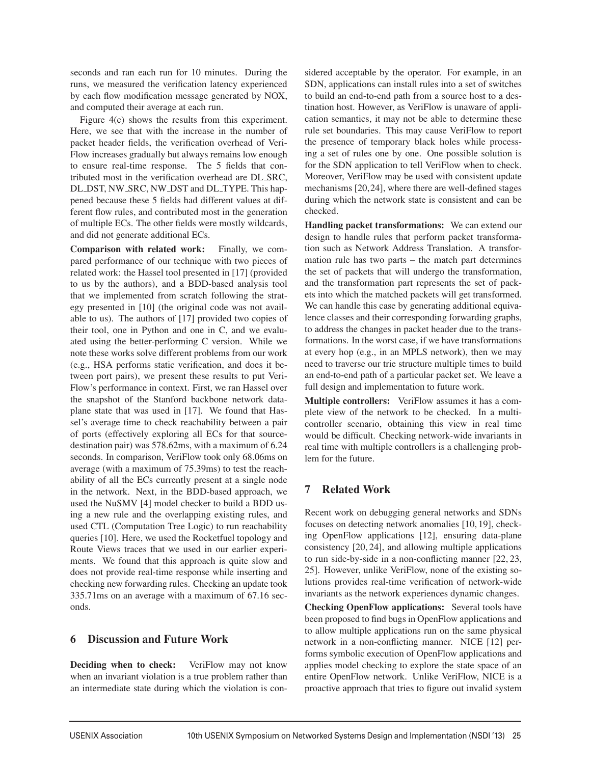seconds and ran each run for 10 minutes. During the runs, we measured the verification latency experienced by each flow modification message generated by NOX, and computed their average at each run.

Figure 4(c) shows the results from this experiment. Here, we see that with the increase in the number of packet header fields, the verification overhead of VeriFlow increases gradually but always remains low enough to ensure real-time response. The 5 fields that contributed most in the verification overhead are DL_SRC, DL_DST, NW_SRC, NW_DST and DL_TYPE. This happened because these 5 fields had different values at different flow rules, and contributed most in the generation of multiple ECs. The other fields were mostly wildcards, and did not generate additional ECs.

**Comparison with related work:** Finally, we compared performance of our technique with two pieces of related work: the Hassel tool presented in [17] (provided to us by the authors), and a BDD-based analysis tool that we implemented from scratch following the strategy presented in [10] (the original code was not available to us). The authors of [17] provided two copies of their tool, one in Python and one in C, and we evaluated using the better-performing C version. While we note these works solve different problems from our work (e.g., HSA performs static verification, and does it between port pairs), we present these results to put VeriFlow's performance in context. First, we ran Hassel over the snapshot of the Stanford backbone network data-plane state that was used in [17]. We found that Hassel's average time to check reachability between a pair of ports (effectively exploring all ECs for that source-destination pair) was 578.62ms, with a maximum of 6.24 seconds. In comparison, VeriFlow took only 68.06ms on average (with a maximum of 75.39ms) to test the reachability of all the ECs currently present at a single node in the network. Next, in the BDD-based approach, we used the NuSMV [4] model checker to build a BDD using a new rule and the overlapping existing rules, and used CTL (Computation Tree Logic) to run reachability queries [10]. Here, we used the Rocketfuel topology and Route Views traces that we used in our earlier experiments. We found that this approach is quite slow and does not provide real-time response while inserting and checking new forwarding rules. Checking an update took 335.71ms on an average with a maximum of 67.16 seconds.

## 6 Discussion and Future Work

**Deciding when to check:** VeriFlow may not know when an invariant violation is a true problem rather than an intermediate state during which the violation is considered acceptable by the operator. For example, in an SDN, applications can install rules into a set of switches to build an end-to-end path from a source host to a destination host. However, as VeriFlow is unaware of application semantics, it may not be able to determine these rule set boundaries. This may cause VeriFlow to report the presence of temporary black holes while processing a set of rules one by one. One possible solution is for the SDN application to tell VeriFlow when to check. Moreover, VeriFlow may be used with consistent update mechanisms [20,24], where there are well-defined stages during which the network state is consistent and can be checked.

**Handling packet transformations:** We can extend our design to handle rules that perform packet transformation such as Network Address Translation. A transformation rule has two parts – the match part determines the set of packets that will undergo the transformation, and the transformation part represents the set of packets into which the matched packets will get transformed. We can handle this case by generating additional equivalence classes and their corresponding forwarding graphs, to address the changes in packet header due to the transformations. In the worst case, if we have transformations at every hop (e.g., in an MPLS network), then we may need to traverse our trie structure multiple times to build an end-to-end path of a particular packet set. We leave a full design and implementation to future work.

**Multiple controllers:** VeriFlow assumes it has a complete view of the network to be checked. In a multi-controller scenario, obtaining this view in real time would be difficult. Checking network-wide invariants in real time with multiple controllers is a challenging problem for the future.

## 7 Related Work

Recent work on debugging general networks and SDNs focuses on detecting network anomalies [10, 19], checking OpenFlow applications [12], ensuring data-plane consistency [20, 24], and allowing multiple applications to run side-by-side in a non-conflicting manner [22, 23, 25]. However, unlike VeriFlow, none of the existing solutions provides real-time verification of network-wide invariants as the network experiences dynamic changes.

**Checking OpenFlow applications:** Several tools have been proposed to find bugs in OpenFlow applications and to allow multiple applications run on the same physical network in a non-conflicting manner. NICE [12] performs symbolic execution of OpenFlow applications and applies model checking to explore the state space of an entire OpenFlow network. Unlike VeriFlow, NICE is a proactive approach that tries to figure out invalid system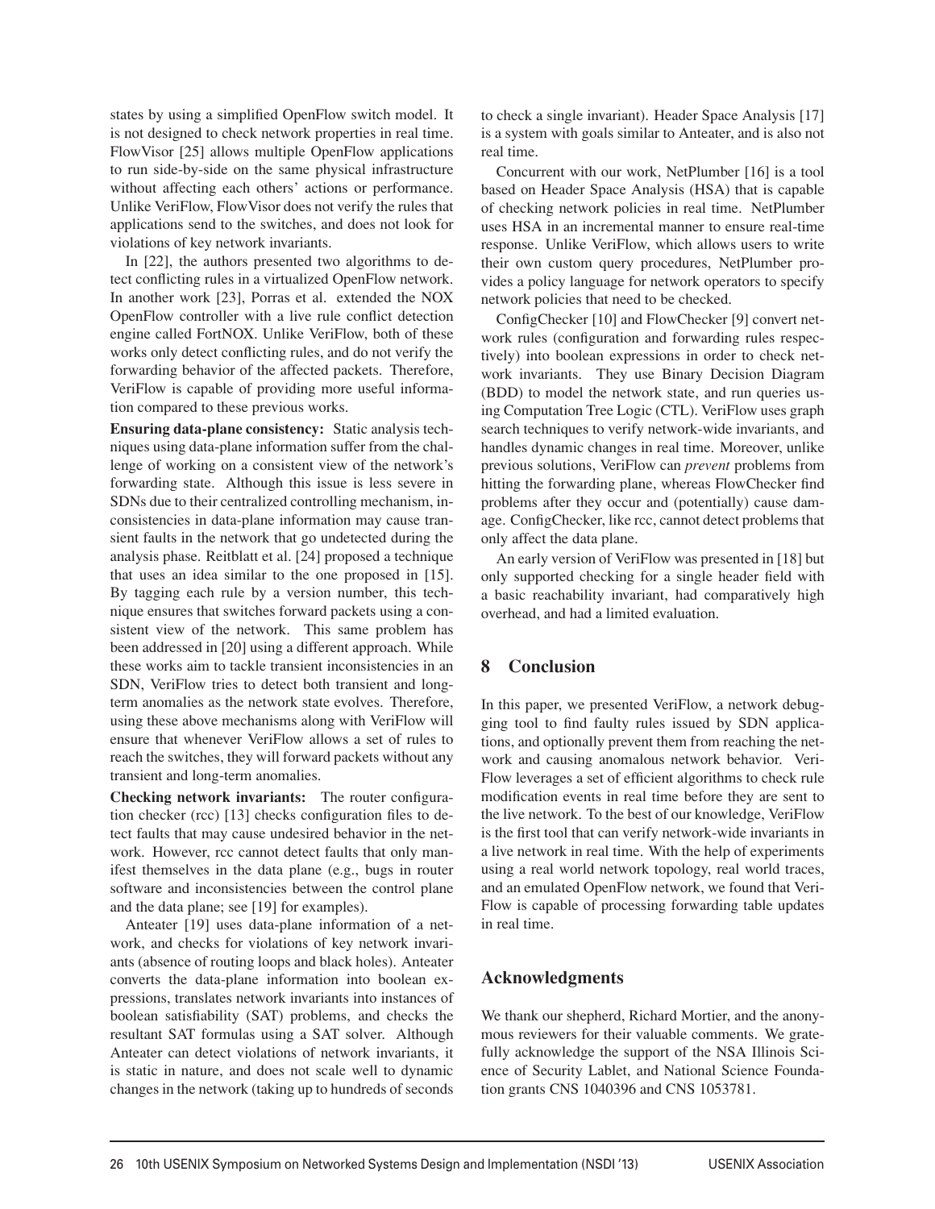states by using a simplified OpenFlow switch model. It is not designed to check network properties in real time. FlowVisor [25] allows multiple OpenFlow applications to run side-by-side on the same physical infrastructure without affecting each others' actions or performance. Unlike VeriFlow, FlowVisor does not verify the rules that applications send to the switches, and does not look for violations of key network invariants.

In [22], the authors presented two algorithms to detect conflicting rules in a virtualized OpenFlow network. In another work [23], Porras et al. extended the NOX OpenFlow controller with a live rule conflict detection engine called FortNOX. Unlike VeriFlow, both of these works only detect conflicting rules, and do not verify the forwarding behavior of the affected packets. Therefore, VeriFlow is capable of providing more useful information compared to these previous works.

**Ensuring data-plane consistency:** Static analysis techniques using data-plane information suffer from the challenge of working on a consistent view of the network's forwarding state. Although this issue is less severe in SDNs due to their centralized controlling mechanism, inconsistencies in data-plane information may cause transient faults in the network that go undetected during the analysis phase. Reitblatt et al. [24] proposed a technique that uses an idea similar to the one proposed in [15]. By tagging each rule by a version number, this technique ensures that switches forward packets using a consistent view of the network. This same problem has been addressed in [20] using a different approach. While these works aim to tackle transient inconsistencies in an SDN, VeriFlow tries to detect both transient and long-term anomalies as the network state evolves. Therefore, using these above mechanisms along with VeriFlow will ensure that whenever VeriFlow allows a set of rules to reach the switches, they will forward packets without any transient and long-term anomalies.

**Checking network invariants:** The router configuration checker (rcc) [13] checks configuration files to detect faults that may cause undesired behavior in the network. However, rcc cannot detect faults that only manifest themselves in the data plane (e.g., bugs in router software and inconsistencies between the control plane and the data plane; see [19] for examples).

Anteater [19] uses data-plane information of a network, and checks for violations of key network invariants (absence of routing loops and black holes). Anteater converts the data-plane information into boolean expressions, translates network invariants into instances of boolean satisfiability (SAT) problems, and checks the resultant SAT formulas using a SAT solver. Although Anteater can detect violations of network invariants, it is static in nature, and does not scale well to dynamic changes in the network (taking up to hundreds of seconds to check a single invariant). Header Space Analysis [17] is a system with goals similar to Anteater, and is also not real time.

Concurrent with our work, NetPlumber [16] is a tool based on Header Space Analysis (HSA) that is capable of checking network policies in real time. NetPlumber uses HSA in an incremental manner to ensure real-time response. Unlike VeriFlow, which allows users to write their own custom query procedures, NetPlumber provides a policy language for network operators to specify network policies that need to be checked.

ConfigChecker [10] and FlowChecker [9] convert network rules (configuration and forwarding rules respectively) into boolean expressions in order to check network invariants. They use Binary Decision Diagram (BDD) to model the network state, and run queries using Computation Tree Logic (CTL). VeriFlow uses graph search techniques to verify network-wide invariants, and handles dynamic changes in real time. Moreover, unlike previous solutions, VeriFlow can *prevent* problems from hitting the forwarding plane, whereas FlowChecker find problems after they occur and (potentially) cause damage. ConfigChecker, like rcc, cannot detect problems that only affect the data plane.

An early version of VeriFlow was presented in [18] but only supported checking for a single header field with a basic reachability invariant, had comparatively high overhead, and had a limited evaluation.

## 8 Conclusion

In this paper, we presented VeriFlow, a network debugging tool to find faulty rules issued by SDN applications, and optionally prevent them from reaching the network and causing anomalous network behavior. VeriFlow leverages a set of efficient algorithms to check rule modification events in real time before they are sent to the live network. To the best of our knowledge, VeriFlow is the first tool that can verify network-wide invariants in a live network in real time. With the help of experiments using a real world network topology, real world traces, and an emulated OpenFlow network, we found that VeriFlow is capable of processing forwarding table updates in real time.

## Acknowledgments

We thank our shepherd, Richard Mortier, and the anonymous reviewers for their valuable comments. We gratefully acknowledge the support of the NSA Illinois Science of Security Lablet, and National Science Foundation grants CNS 1040396 and CNS 1053781.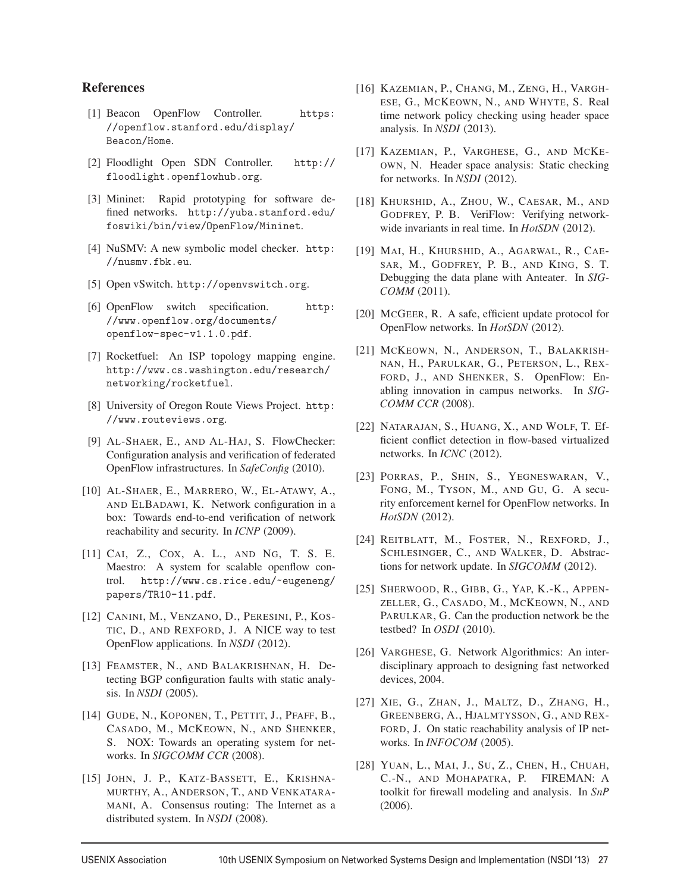## References

[1] Beacon OpenFlow Controller. https://openflow.stanford.edu/display/Beacon/Home.

[2] Floodlight Open SDN Controller. http://floodlight.openflowhub.org.

[3] Mininet: Rapid prototyping for software defined networks. http://yuba.stanford.edu/foswiki/bin/view/OpenFlow/Mininet.

[4] NuSMV: A new symbolic model checker. http://nusmv.fbk.eu.

[5] Open vSwitch. http://openvswitch.org.

[6] OpenFlow switch specification. http://www.openflow.org/documents/openflow-spec-v1.1.0.pdf.

[7] Rocketfuel: An ISP topology mapping engine. http://www.cs.washington.edu/research/networking/rocketfuel.

[8] University of Oregon Route Views Project. http://www.routeviews.org.

[9] Al-Shaer, E., and Al-Haj, S. FlowChecker: Configuration analysis and verification of federated OpenFlow infrastructures. In *SafeConfig* (2010).

[10] Al-Shaer, E., Marrero, W., El-Atawy, A., and ElBadawi, K. Network configuration in a box: Towards end-to-end verification of network reachability and security. In *ICNP* (2009).

[11] Cai, Z., Cox, A. L., and Ng, T. S. E. Maestro: A system for scalable openflow control. http://www.cs.rice.edu/~eugeneng/papers/TR10-11.pdf.

[12] Canini, M., Venzano, D., Peresini, P., Kostic, D., and Rexford, J. A NICE way to test OpenFlow applications. In *NSDI* (2012).

[13] Feamster, N., and Balakrishnan, H. Detecting BGP configuration faults with static analysis. In *NSDI* (2005).

[14] Gude, N., Koponen, T., Pettit, J., Pfaff, B., Casado, M., McKeown, N., and Shenker, S. NOX: Towards an operating system for networks. In *SIGCOMM CCR* (2008).

[15] John, J. P., Katz-Bassett, E., Krishnamurthy, A., Anderson, T., and Venkataramani, A. Consensus routing: The Internet as a distributed system. In *NSDI* (2008).

[16] Kazemian, P., Chang, M., Zeng, H., Varghese, G., McKeown, N., and Whyte, S. Real time network policy checking using header space analysis. In *NSDI* (2013).

[17] Kazemian, P., Varghese, G., and McKeown, N. Header space analysis: Static checking for networks. In *NSDI* (2012).

[18] Khurshid, A., Zhou, W., Caesar, M., and Godfrey, P. B. VeriFlow: Verifying network-wide invariants in real time. In *HotSDN* (2012).

[19] Mai, H., Khurshid, A., Agarwal, R., Caesar, M., Godfrey, P. B., and King, S. T. Debugging the data plane with Anteater. In *SIGCOMM* (2011).

[20] McGeer, R. A safe, efficient update protocol for OpenFlow networks. In *HotSDN* (2012).

[21] McKeown, N., Anderson, T., Balakrishnan, H., Parulkar, G., Peterson, L., Rexford, J., and Shenker, S. OpenFlow: Enabling innovation in campus networks. In *SIGCOMM CCR* (2008).

[22] Natarajan, S., Huang, X., and Wolf, T. Efficient conflict detection in flow-based virtualized networks. In *ICNC* (2012).

[23] Porras, P., Shin, S., Yegneswaran, V., Fong, M., Tyson, M., and Gu, G. A security enforcement kernel for OpenFlow networks. In *HotSDN* (2012).

[24] Reitblatt, M., Foster, N., Rexford, J., Schlesinger, C., and Walker, D. Abstractions for network update. In *SIGCOMM* (2012).

[25] Sherwood, R., Gibb, G., Yap, K.-K., Appenzeller, G., Casado, M., McKeown, N., and Parulkar, G. Can the production network be the testbed? In *OSDI* (2010).

[26] Varghese, G. Network Algorithmics: An interdisciplinary approach to designing fast networked devices, 2004.

[27] Xie, G., Zhan, J., Maltz, D., Zhang, H., Greenberg, A., Hjalmtysson, G., and Rexford, J. On static reachability analysis of IP networks. In *INFOCOM* (2005).

[28] Yuan, L., Mai, J., Su, Z., Chen, H., Chuah, C.-N., and Mohapatra, P. FIREMAN: A toolkit for firewall modeling and analysis. In *SnP* (2006).